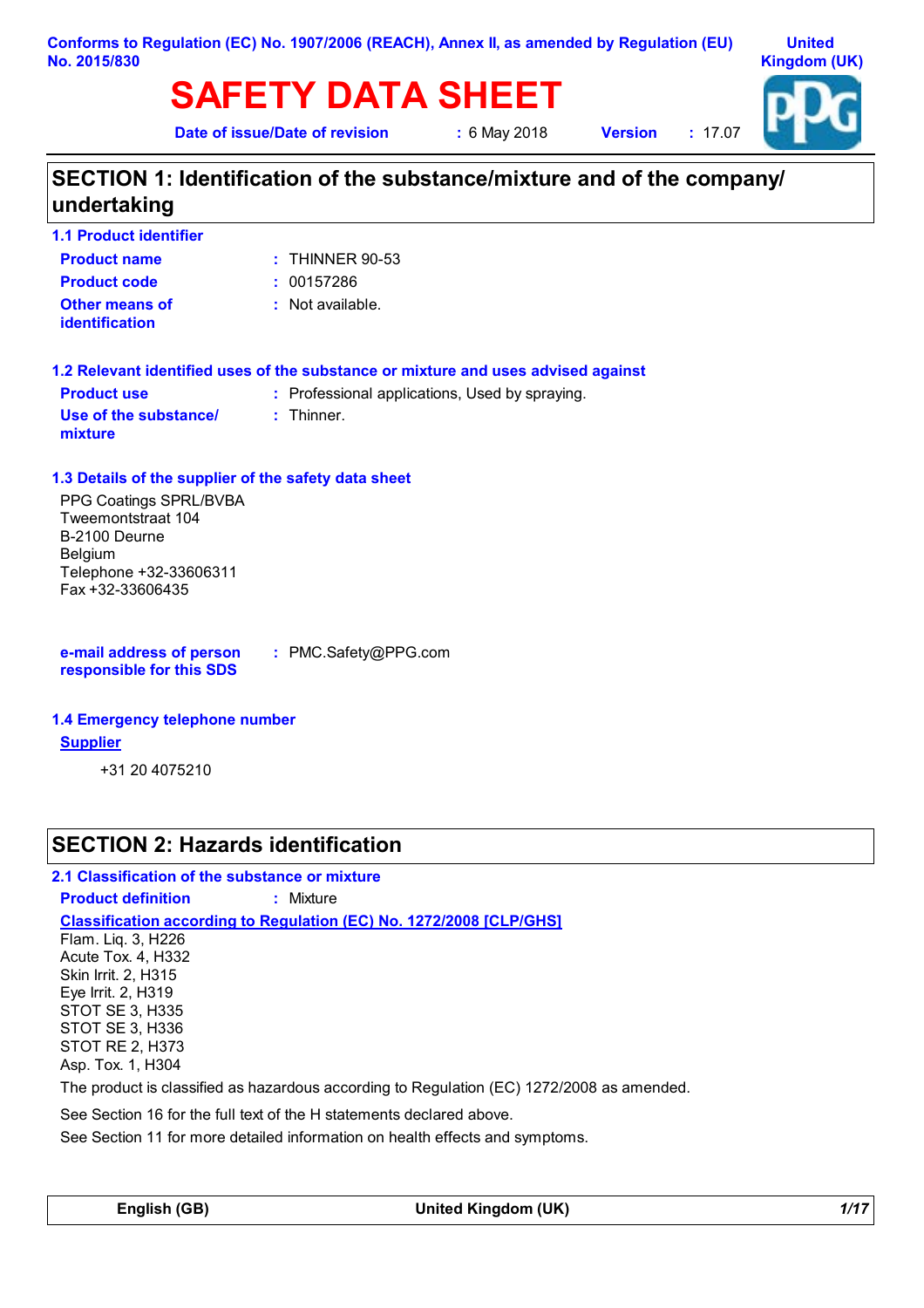Conforms to Regulation (EC) No. 1907/2006 (REACH), Annex II, as amended by Regulation (EU) No. 2015/830

United Kingdom (UK)

# SAFETY DATA SHEET

**Date of issue/Date of revision** : 6 May 2018 **Version** : 17.07

## SECTION 1: Identification of the substance/mixture and of the company/ undertaking

### 1.1 Product identifier

**Product name** : THINNER 90-53

**Product code** : 00157286

**Other means of identification** : Not available.

### 1.2 Relevant identified uses of the substance or mixture and uses advised against

**Product use** : Professional applications, Used by spraying.

**Use of the substance/ mixture** : Thinner.

### 1.3 Details of the supplier of the safety data sheet

PPG Coatings SPRL/BVBA
Tweemontstraat 104
B-2100 Deurne
Belgium
Telephone +32-33606311
Fax +32-33606435

**e-mail address of person responsible for this SDS** : PMC.Safety@PPG.com

### 1.4 Emergency telephone number

**Supplier**

+31 20 4075210

## SECTION 2: Hazards identification

### 2.1 Classification of the substance or mixture

**Product definition** : Mixture

**Classification according to Regulation (EC) No. 1272/2008 [CLP/GHS]**

Flam. Liq. 3, H226
Acute Tox. 4, H332
Skin Irrit. 2, H315
Eye Irrit. 2, H319
STOT SE 3, H335
STOT SE 3, H336
STOT RE 2, H373
Asp. Tox. 1, H304

The product is classified as hazardous according to Regulation (EC) 1272/2008 as amended.

See Section 16 for the full text of the H statements declared above.

See Section 11 for more detailed information on health effects and symptoms.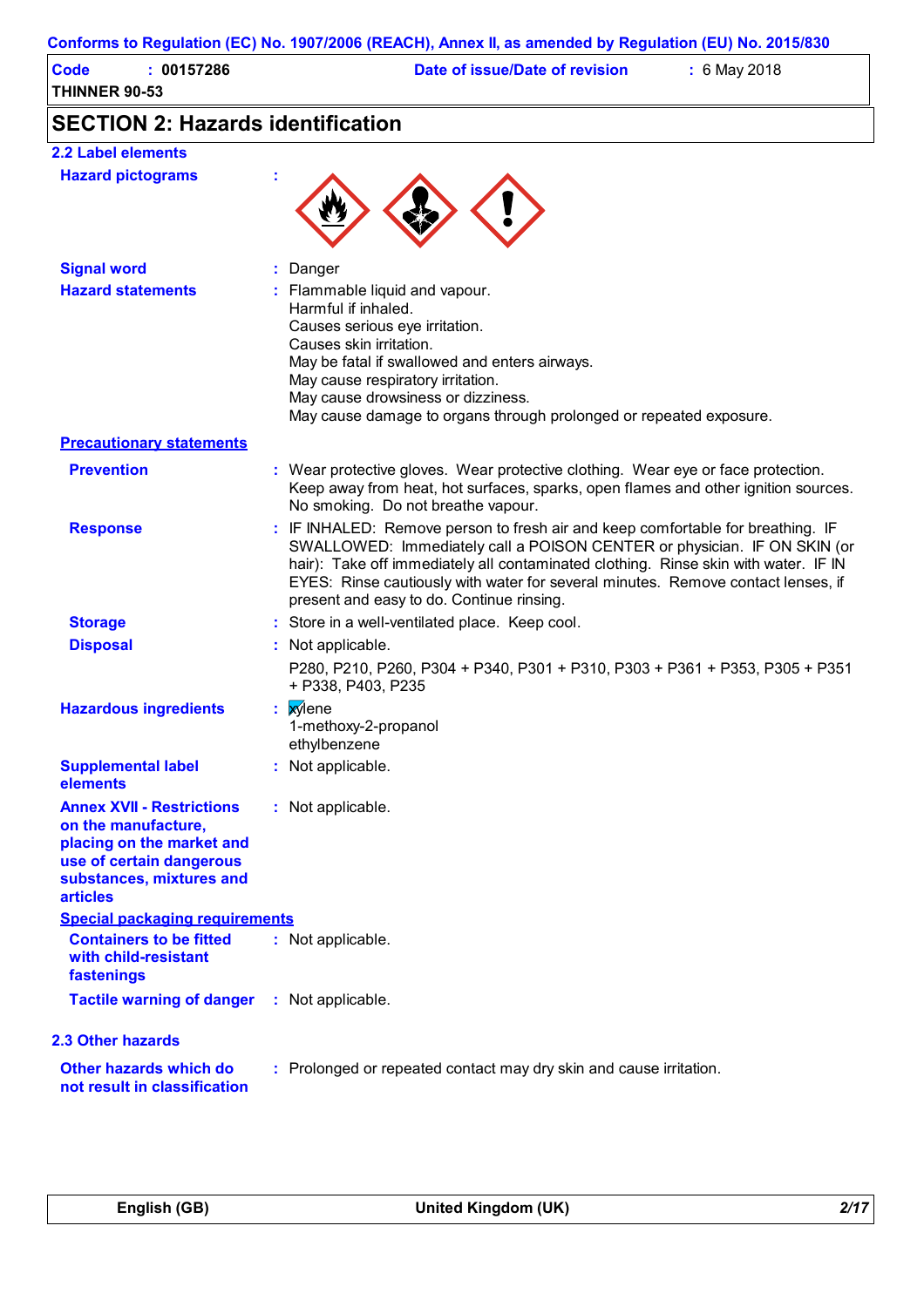Conforms to Regulation (EC) No. 1907/2006 (REACH), Annex II, as amended by Regulation (EU) No. 2015/830

**Code** : 00157286
**THINNER 90-53**
**Date of issue/Date of revision** : 6 May 2018

## SECTION 2: Hazards identification

### 2.2 Label elements

**Hazard pictograms** :

**Signal word** : Danger

**Hazard statements** : Flammable liquid and vapour.
Harmful if inhaled.
Causes serious eye irritation.
Causes skin irritation.
May be fatal if swallowed and enters airways.
May cause respiratory irritation.
May cause drowsiness or dizziness.
May cause damage to organs through prolonged or repeated exposure.

**Precautionary statements**

**Prevention** : Wear protective gloves. Wear protective clothing. Wear eye or face protection. Keep away from heat, hot surfaces, sparks, open flames and other ignition sources. No smoking. Do not breathe vapour.

**Response** : IF INHALED: Remove person to fresh air and keep comfortable for breathing. IF SWALLOWED: Immediately call a POISON CENTER or physician. IF ON SKIN (or hair): Take off immediately all contaminated clothing. Rinse skin with water. IF IN EYES: Rinse cautiously with water for several minutes. Remove contact lenses, if present and easy to do. Continue rinsing.

**Storage** : Store in a well-ventilated place. Keep cool.

**Disposal** : Not applicable.

P280, P210, P260, P304 + P340, P301 + P310, P303 + P361 + P353, P305 + P351 + P338, P403, P235

**Hazardous ingredients** : xylene
1-methoxy-2-propanol
ethylbenzene

**Supplemental label elements** : Not applicable.

**Annex XVII - Restrictions on the manufacture, placing on the market and use of certain dangerous substances, mixtures and articles** : Not applicable.

**Special packaging requirements**

**Containers to be fitted with child-resistant fastenings** : Not applicable.

**Tactile warning of danger** : Not applicable.

### 2.3 Other hazards

**Other hazards which do not result in classification** : Prolonged or repeated contact may dry skin and cause irritation.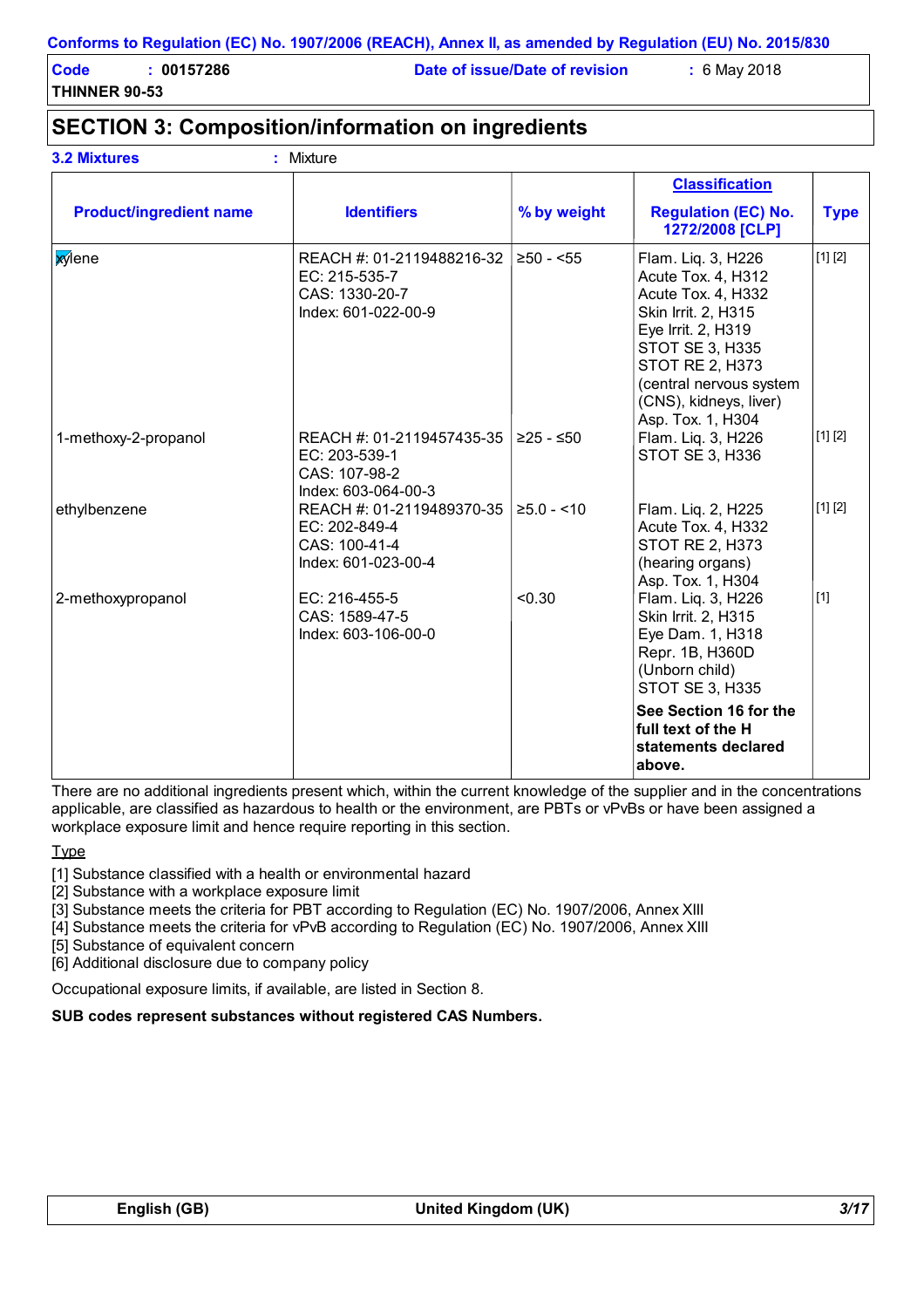Conforms to Regulation (EC) No. 1907/2006 (REACH), Annex II, as amended by Regulation (EU) No. 2015/830

| Code | : 00157286 | Date of issue/Date of revision | : 6 May 2018 |
|---|---|---|---|
| THINNER 90-53 | | | |

## SECTION 3: Composition/information on ingredients

**3.2 Mixtures** : Mixture

| Product/ingredient name | Identifiers | % by weight | Classification Regulation (EC) No. 1272/2008 [CLP] | Type |
|---|---|---|---|---|
| xylene | REACH #: 01-2119488216-32<br>EC: 215-535-7<br>CAS: 1330-20-7<br>Index: 601-022-00-9 | ≥50 - <55 | Flam. Liq. 3, H226<br>Acute Tox. 4, H312<br>Acute Tox. 4, H332<br>Skin Irrit. 2, H315<br>Eye Irrit. 2, H319<br>STOT SE 3, H335<br>STOT RE 2, H373 (central nervous system (CNS), kidneys, liver)<br>Asp. Tox. 1, H304 | [1] [2] |
| 1-methoxy-2-propanol | REACH #: 01-2119457435-35<br>EC: 203-539-1<br>CAS: 107-98-2<br>Index: 603-064-00-3 | ≥25 - ≤50 | Flam. Liq. 3, H226<br>STOT SE 3, H336 | [1] [2] |
| ethylbenzene | REACH #: 01-2119489370-35<br>EC: 202-849-4<br>CAS: 100-41-4<br>Index: 601-023-00-4 | ≥5.0 - <10 | Flam. Liq. 2, H225<br>Acute Tox. 4, H332<br>STOT RE 2, H373 (hearing organs)<br>Asp. Tox. 1, H304 | [1] [2] |
| 2-methoxypropanol | EC: 216-455-5<br>CAS: 1589-47-5<br>Index: 603-106-00-0 | <0.30 | Flam. Liq. 3, H226<br>Skin Irrit. 2, H315<br>Eye Dam. 1, H318<br>Repr. 1B, H360D (Unborn child)<br>STOT SE 3, H335 | [1] |
| | | | **See Section 16 for the full text of the H statements declared above.** | |

There are no additional ingredients present which, within the current knowledge of the supplier and in the concentrations applicable, are classified as hazardous to health or the environment, are PBTs or vPvBs or have been assigned a workplace exposure limit and hence require reporting in this section.

Type

[1] Substance classified with a health or environmental hazard
[2] Substance with a workplace exposure limit
[3] Substance meets the criteria for PBT according to Regulation (EC) No. 1907/2006, Annex XIII
[4] Substance meets the criteria for vPvB according to Regulation (EC) No. 1907/2006, Annex XIII
[5] Substance of equivalent concern
[6] Additional disclosure due to company policy

Occupational exposure limits, if available, are listed in Section 8.

**SUB codes represent substances without registered CAS Numbers.**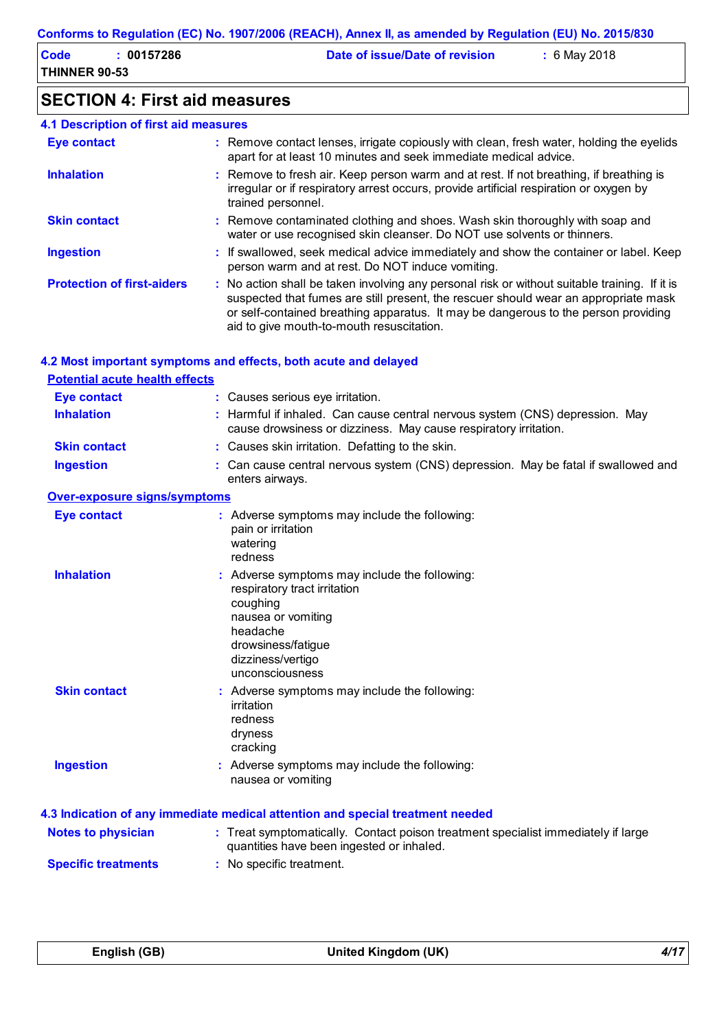## SECTION 4: First aid measures

### 4.1 Description of first aid measures

| | |
|---|---|
| **Eye contact** | Remove contact lenses, irrigate copiously with clean, fresh water, holding the eyelids apart for at least 10 minutes and seek immediate medical advice. |
| **Inhalation** | Remove to fresh air. Keep person warm and at rest. If not breathing, if breathing is irregular or if respiratory arrest occurs, provide artificial respiration or oxygen by trained personnel. |
| **Skin contact** | Remove contaminated clothing and shoes. Wash skin thoroughly with soap and water or use recognised skin cleanser. Do NOT use solvents or thinners. |
| **Ingestion** | If swallowed, seek medical advice immediately and show the container or label. Keep person warm and at rest. Do NOT induce vomiting. |
| **Protection of first-aiders** | No action shall be taken involving any personal risk or without suitable training. If it is suspected that fumes are still present, the rescuer should wear an appropriate mask or self-contained breathing apparatus. It may be dangerous to the person providing aid to give mouth-to-mouth resuscitation. |

### 4.2 Most important symptoms and effects, both acute and delayed

**Potential acute health effects**

| | |
|---|---|
| **Eye contact** | Causes serious eye irritation. |
| **Inhalation** | Harmful if inhaled. Can cause central nervous system (CNS) depression. May cause drowsiness or dizziness. May cause respiratory irritation. |
| **Skin contact** | Causes skin irritation. Defatting to the skin. |
| **Ingestion** | Can cause central nervous system (CNS) depression. May be fatal if swallowed and enters airways. |

**Over-exposure signs/symptoms**

| | |
|---|---|
| **Eye contact** | Adverse symptoms may include the following:<br>pain or irritation<br>watering<br>redness |
| **Inhalation** | Adverse symptoms may include the following:<br>respiratory tract irritation<br>coughing<br>nausea or vomiting<br>headache<br>drowsiness/fatigue<br>dizziness/vertigo<br>unconsciousness |
| **Skin contact** | Adverse symptoms may include the following:<br>irritation<br>redness<br>dryness<br>cracking |
| **Ingestion** | Adverse symptoms may include the following:<br>nausea or vomiting |

### 4.3 Indication of any immediate medical attention and special treatment needed

| | |
|---|---|
| **Notes to physician** | Treat symptomatically. Contact poison treatment specialist immediately if large quantities have been ingested or inhaled. |
| **Specific treatments** | No specific treatment. |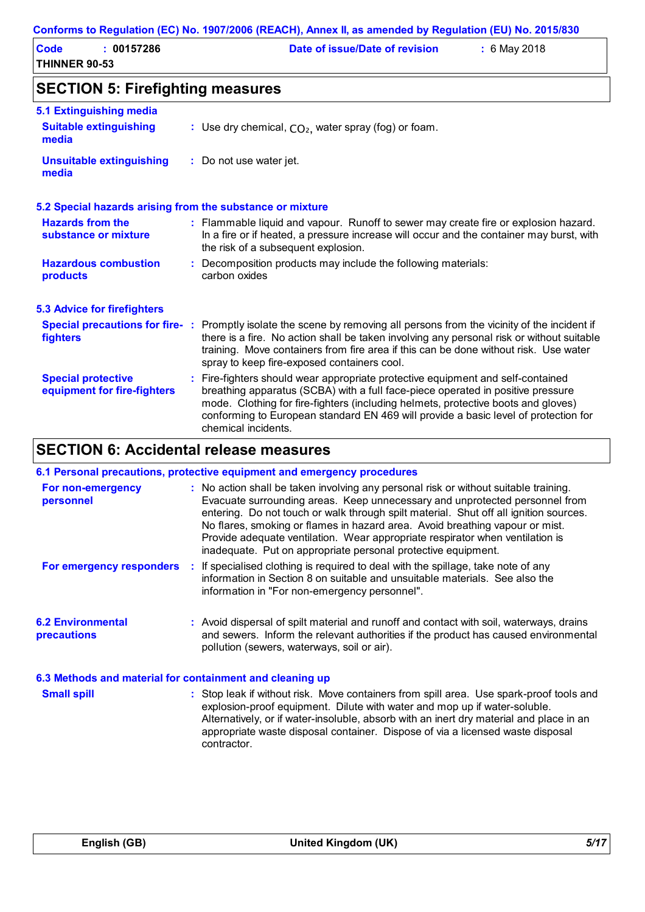## SECTION 5: Firefighting measures

### 5.1 Extinguishing media

| | |
|---|---|
| **Suitable extinguishing media** | Use dry chemical, $CO_2$, water spray (fog) or foam. |
| **Unsuitable extinguishing media** | Do not use water jet. |

### 5.2 Special hazards arising from the substance or mixture

| | |
|---|---|
| **Hazards from the substance or mixture** | Flammable liquid and vapour. Runoff to sewer may create fire or explosion hazard. In a fire or if heated, a pressure increase will occur and the container may burst, with the risk of a subsequent explosion. |
| **Hazardous combustion products** | Decomposition products may include the following materials: carbon oxides |

### 5.3 Advice for firefighters

| | |
|---|---|
| **Special precautions for fire-fighters** | Promptly isolate the scene by removing all persons from the vicinity of the incident if there is a fire. No action shall be taken involving any personal risk or without suitable training. Move containers from fire area if this can be done without risk. Use water spray to keep fire-exposed containers cool. |
| **Special protective equipment for fire-fighters** | Fire-fighters should wear appropriate protective equipment and self-contained breathing apparatus (SCBA) with a full face-piece operated in positive pressure mode. Clothing for fire-fighters (including helmets, protective boots and gloves) conforming to European standard EN 469 will provide a basic level of protection for chemical incidents. |

## SECTION 6: Accidental release measures

### 6.1 Personal precautions, protective equipment and emergency procedures

| | |
|---|---|
| **For non-emergency personnel** | No action shall be taken involving any personal risk or without suitable training. Evacuate surrounding areas. Keep unnecessary and unprotected personnel from entering. Do not touch or walk through spilt material. Shut off all ignition sources. No flares, smoking or flames in hazard area. Avoid breathing vapour or mist. Provide adequate ventilation. Wear appropriate respirator when ventilation is inadequate. Put on appropriate personal protective equipment. |
| **For emergency responders** | If specialised clothing is required to deal with the spillage, take note of any information in Section 8 on suitable and unsuitable materials. See also the information in "For non-emergency personnel". |

| | |
|---|---|
| **6.2 Environmental precautions** | Avoid dispersal of spilt material and runoff and contact with soil, waterways, drains and sewers. Inform the relevant authorities if the product has caused environmental pollution (sewers, waterways, soil or air). |

### 6.3 Methods and material for containment and cleaning up

| | |
|---|---|
| **Small spill** | Stop leak if without risk. Move containers from spill area. Use spark-proof tools and explosion-proof equipment. Dilute with water and mop up if water-soluble. Alternatively, or if water-insoluble, absorb with an inert dry material and place in an appropriate waste disposal container. Dispose of via a licensed waste disposal contractor. |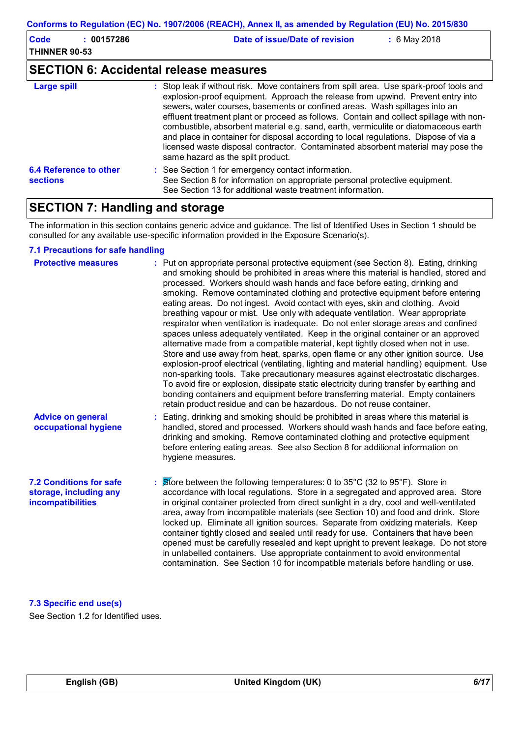## SECTION 6: Accidental release measures

**Large spill** : Stop leak if without risk. Move containers from spill area. Use spark-proof tools and explosion-proof equipment. Approach the release from upwind. Prevent entry into sewers, water courses, basements or confined areas. Wash spillages into an effluent treatment plant or proceed as follows. Contain and collect spillage with non-combustible, absorbent material e.g. sand, earth, vermiculite or diatomaceous earth and place in container for disposal according to local regulations. Dispose of via a licensed waste disposal contractor. Contaminated absorbent material may pose the same hazard as the spilt product.

**6.4 Reference to other sections** : See Section 1 for emergency contact information.
See Section 8 for information on appropriate personal protective equipment.
See Section 13 for additional waste treatment information.

## SECTION 7: Handling and storage

The information in this section contains generic advice and guidance. The list of Identified Uses in Section 1 should be consulted for any available use-specific information provided in the Exposure Scenario(s).

### 7.1 Precautions for safe handling

**Protective measures** : Put on appropriate personal protective equipment (see Section 8). Eating, drinking and smoking should be prohibited in areas where this material is handled, stored and processed. Workers should wash hands and face before eating, drinking and smoking. Remove contaminated clothing and protective equipment before entering eating areas. Do not ingest. Avoid contact with eyes, skin and clothing. Avoid breathing vapour or mist. Use only with adequate ventilation. Wear appropriate respirator when ventilation is inadequate. Do not enter storage areas and confined spaces unless adequately ventilated. Keep in the original container or an approved alternative made from a compatible material, kept tightly closed when not in use. Store and use away from heat, sparks, open flame or any other ignition source. Use explosion-proof electrical (ventilating, lighting and material handling) equipment. Use non-sparking tools. Take precautionary measures against electrostatic discharges. To avoid fire or explosion, dissipate static electricity during transfer by earthing and bonding containers and equipment before transferring material. Empty containers retain product residue and can be hazardous. Do not reuse container.

**Advice on general occupational hygiene** : Eating, drinking and smoking should be prohibited in areas where this material is handled, stored and processed. Workers should wash hands and face before eating, drinking and smoking. Remove contaminated clothing and protective equipment before entering eating areas. See also Section 8 for additional information on hygiene measures.

**7.2 Conditions for safe storage, including any incompatibilities** : Store between the following temperatures: 0 to 35°C (32 to 95°F). Store in accordance with local regulations. Store in a segregated and approved area. Store in original container protected from direct sunlight in a dry, cool and well-ventilated area, away from incompatible materials (see Section 10) and food and drink. Store locked up. Eliminate all ignition sources. Separate from oxidizing materials. Keep container tightly closed and sealed until ready for use. Containers that have been opened must be carefully resealed and kept upright to prevent leakage. Do not store in unlabelled containers. Use appropriate containment to avoid environmental contamination. See Section 10 for incompatible materials before handling or use.

### 7.3 Specific end use(s)

See Section 1.2 for Identified uses.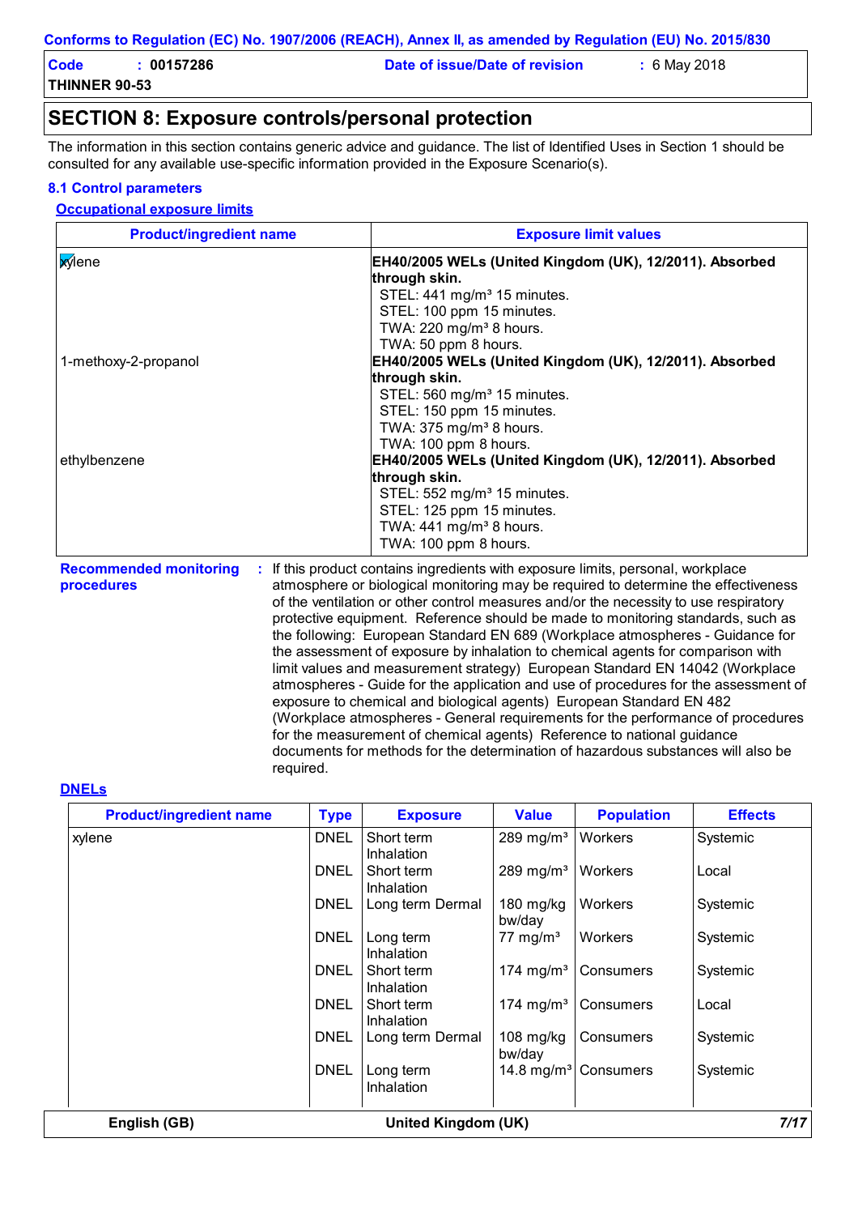## SECTION 8: Exposure controls/personal protection

The information in this section contains generic advice and guidance. The list of Identified Uses in Section 1 should be consulted for any available use-specific information provided in the Exposure Scenario(s).

### 8.1 Control parameters

**Occupational exposure limits**

| Product/ingredient name | Exposure limit values |
|---|---|
| xylene | **EH40/2005 WELs (United Kingdom (UK), 12/2011). Absorbed through skin.** STEL: 441 mg/m³ 15 minutes. STEL: 100 ppm 15 minutes. TWA: 220 mg/m³ 8 hours. TWA: 50 ppm 8 hours. |
| 1-methoxy-2-propanol | **EH40/2005 WELs (United Kingdom (UK), 12/2011). Absorbed through skin.** STEL: 560 mg/m³ 15 minutes. STEL: 150 ppm 15 minutes. TWA: 375 mg/m³ 8 hours. TWA: 100 ppm 8 hours. |
| ethylbenzene | **EH40/2005 WELs (United Kingdom (UK), 12/2011). Absorbed through skin.** STEL: 552 mg/m³ 15 minutes. STEL: 125 ppm 15 minutes. TWA: 441 mg/m³ 8 hours. TWA: 100 ppm 8 hours. |

**Recommended monitoring procedures** : If this product contains ingredients with exposure limits, personal, workplace atmosphere or biological monitoring may be required to determine the effectiveness of the ventilation or other control measures and/or the necessity to use respiratory protective equipment. Reference should be made to monitoring standards, such as the following: European Standard EN 689 (Workplace atmospheres - Guidance for the assessment of exposure by inhalation to chemical agents for comparison with limit values and measurement strategy) European Standard EN 14042 (Workplace atmospheres - Guide for the application and use of procedures for the assessment of exposure to chemical and biological agents) European Standard EN 482 (Workplace atmospheres - General requirements for the performance of procedures for the measurement of chemical agents) Reference to national guidance documents for methods for the determination of hazardous substances will also be required.

**DNELs**

| Product/ingredient name | Type | Exposure | Value | Population | Effects |
|---|---|---|---|---|---|
| xylene | DNEL | Short term Inhalation | 289 mg/m³ | Workers | Systemic |
| | DNEL | Short term Inhalation | 289 mg/m³ | Workers | Local |
| | DNEL | Long term Dermal | 180 mg/kg bw/day | Workers | Systemic |
| | DNEL | Long term Inhalation | 77 mg/m³ | Workers | Systemic |
| | DNEL | Short term Inhalation | 174 mg/m³ | Consumers | Systemic |
| | DNEL | Short term Inhalation | 174 mg/m³ | Consumers | Local |
| | DNEL | Long term Dermal | 108 mg/kg bw/day | Consumers | Systemic |
| | DNEL | Long term Inhalation | 14.8 mg/m³ | Consumers | Systemic |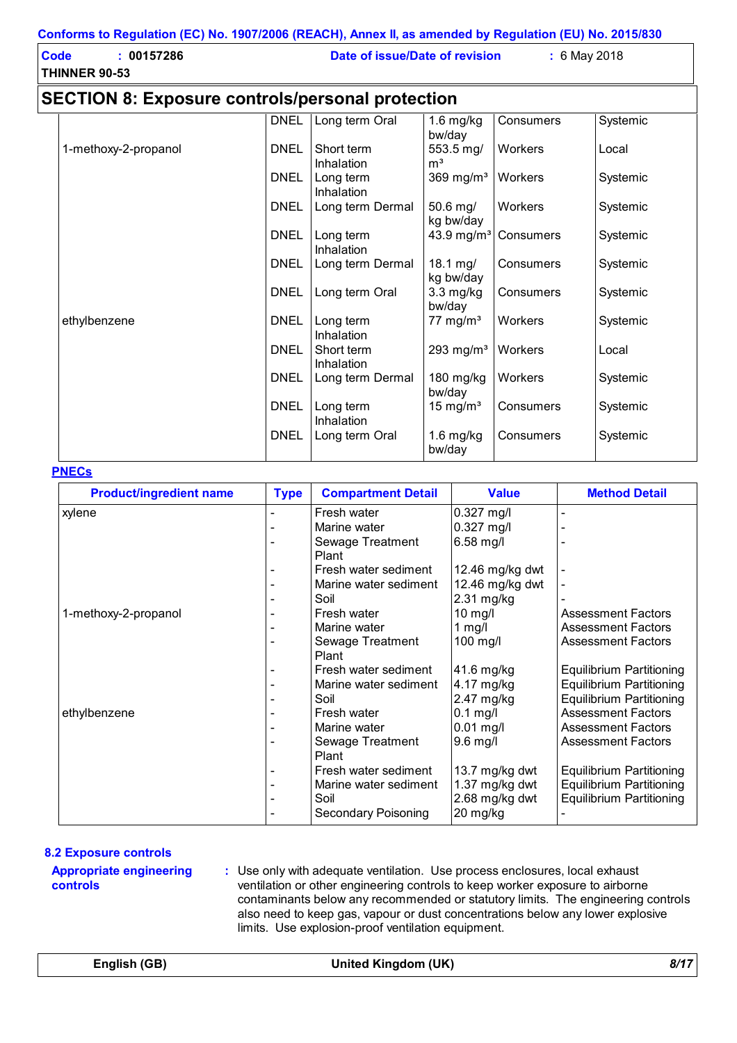## SECTION 8: Exposure controls/personal protection

| | | | | | |
|---|---|---|---|---|---|
| | DNEL | Long term Oral | 1.6 mg/kg bw/day | Consumers | Systemic |
| 1-methoxy-2-propanol | DNEL | Short term Inhalation | 553.5 mg/m³ | Workers | Local |
| | DNEL | Long term Inhalation | 369 mg/m³ | Workers | Systemic |
| | DNEL | Long term Dermal | 50.6 mg/kg bw/day | Workers | Systemic |
| | DNEL | Long term Inhalation | 43.9 mg/m³ | Consumers | Systemic |
| | DNEL | Long term Dermal | 18.1 mg/kg bw/day | Consumers | Systemic |
| | DNEL | Long term Oral | 3.3 mg/kg bw/day | Consumers | Systemic |
| ethylbenzene | DNEL | Long term Inhalation | 77 mg/m³ | Workers | Systemic |
| | DNEL | Short term Inhalation | 293 mg/m³ | Workers | Local |
| | DNEL | Long term Dermal | 180 mg/kg bw/day | Workers | Systemic |
| | DNEL | Long term Inhalation | 15 mg/m³ | Consumers | Systemic |
| | DNEL | Long term Oral | 1.6 mg/kg bw/day | Consumers | Systemic |

**PNECs**

| Product/ingredient name | Type | Compartment Detail | Value | Method Detail |
|---|---|---|---|---|
| xylene | - | Fresh water | 0.327 mg/l | - |
| | - | Marine water | 0.327 mg/l | - |
| | - | Sewage Treatment Plant | 6.58 mg/l | - |
| | - | Fresh water sediment | 12.46 mg/kg dwt | - |
| | - | Marine water sediment | 12.46 mg/kg dwt | - |
| | - | Soil | 2.31 mg/kg | - |
| 1-methoxy-2-propanol | - | Fresh water | 10 mg/l | Assessment Factors |
| | - | Marine water | 1 mg/l | Assessment Factors |
| | - | Sewage Treatment Plant | 100 mg/l | Assessment Factors |
| | - | Fresh water sediment | 41.6 mg/kg | Equilibrium Partitioning |
| | - | Marine water sediment | 4.17 mg/kg | Equilibrium Partitioning |
| | - | Soil | 2.47 mg/kg | Equilibrium Partitioning |
| ethylbenzene | - | Fresh water | 0.1 mg/l | Assessment Factors |
| | - | Marine water | 0.01 mg/l | Assessment Factors |
| | - | Sewage Treatment Plant | 9.6 mg/l | Assessment Factors |
| | - | Fresh water sediment | 13.7 mg/kg dwt | Equilibrium Partitioning |
| | - | Marine water sediment | 1.37 mg/kg dwt | Equilibrium Partitioning |
| | - | Soil | 2.68 mg/kg dwt | Equilibrium Partitioning |
| | - | Secondary Poisoning | 20 mg/kg | - |

### 8.2 Exposure controls

**Appropriate engineering controls** : Use only with adequate ventilation. Use process enclosures, local exhaust ventilation or other engineering controls to keep worker exposure to airborne contaminants below any recommended or statutory limits. The engineering controls also need to keep gas, vapour or dust concentrations below any lower explosive limits. Use explosion-proof ventilation equipment.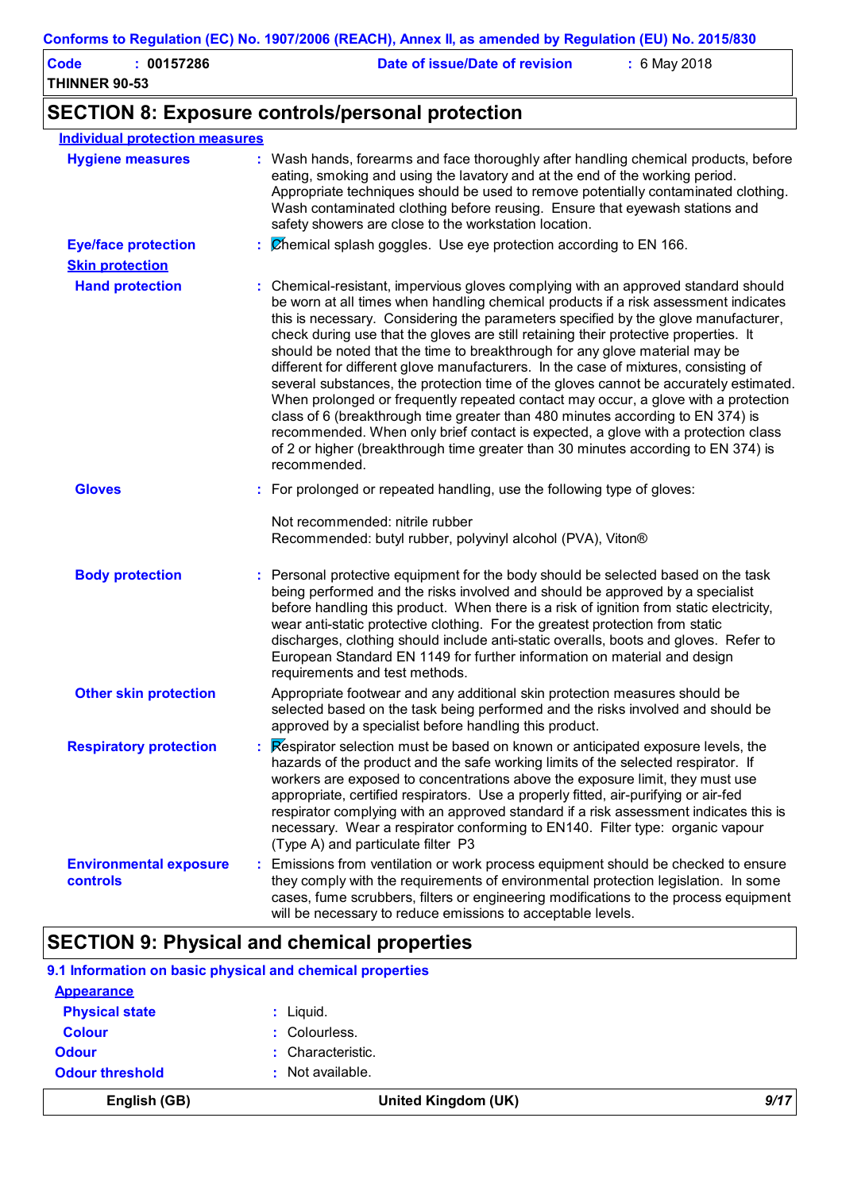## SECTION 8: Exposure controls/personal protection

**Individual protection measures**

**Hygiene measures** : Wash hands, forearms and face thoroughly after handling chemical products, before eating, smoking and using the lavatory and at the end of the working period. Appropriate techniques should be used to remove potentially contaminated clothing. Wash contaminated clothing before reusing. Ensure that eyewash stations and safety showers are close to the workstation location.

**Eye/face protection** : Chemical splash goggles. Use eye protection according to EN 166.

**Skin protection**

**Hand protection** : Chemical-resistant, impervious gloves complying with an approved standard should be worn at all times when handling chemical products if a risk assessment indicates this is necessary. Considering the parameters specified by the glove manufacturer, check during use that the gloves are still retaining their protective properties. It should be noted that the time to breakthrough for any glove material may be different for different glove manufacturers. In the case of mixtures, consisting of several substances, the protection time of the gloves cannot be accurately estimated. When prolonged or frequently repeated contact may occur, a glove with a protection class of 6 (breakthrough time greater than 480 minutes according to EN 374) is recommended. When only brief contact is expected, a glove with a protection class of 2 or higher (breakthrough time greater than 30 minutes according to EN 374) is recommended.

**Gloves** : For prolonged or repeated handling, use the following type of gloves:

Not recommended: nitrile rubber
Recommended: butyl rubber, polyvinyl alcohol (PVA), Viton®

**Body protection** : Personal protective equipment for the body should be selected based on the task being performed and the risks involved and should be approved by a specialist before handling this product. When there is a risk of ignition from static electricity, wear anti-static protective clothing. For the greatest protection from static discharges, clothing should include anti-static overalls, boots and gloves. Refer to European Standard EN 1149 for further information on material and design requirements and test methods.

**Other skin protection** Appropriate footwear and any additional skin protection measures should be selected based on the task being performed and the risks involved and should be approved by a specialist before handling this product.

**Respiratory protection** : Respirator selection must be based on known or anticipated exposure levels, the hazards of the product and the safe working limits of the selected respirator. If workers are exposed to concentrations above the exposure limit, they must use appropriate, certified respirators. Use a properly fitted, air-purifying or air-fed respirator complying with an approved standard if a risk assessment indicates this is necessary. Wear a respirator conforming to EN140. Filter type: organic vapour (Type A) and particulate filter P3

**Environmental exposure controls** : Emissions from ventilation or work process equipment should be checked to ensure they comply with the requirements of environmental protection legislation. In some cases, fume scrubbers, filters or engineering modifications to the process equipment will be necessary to reduce emissions to acceptable levels.

## SECTION 9: Physical and chemical properties

### 9.1 Information on basic physical and chemical properties

**Appearance**

**Physical state** : Liquid.

**Colour** : Colourless.

**Odour** : Characteristic.

**Odour threshold** : Not available.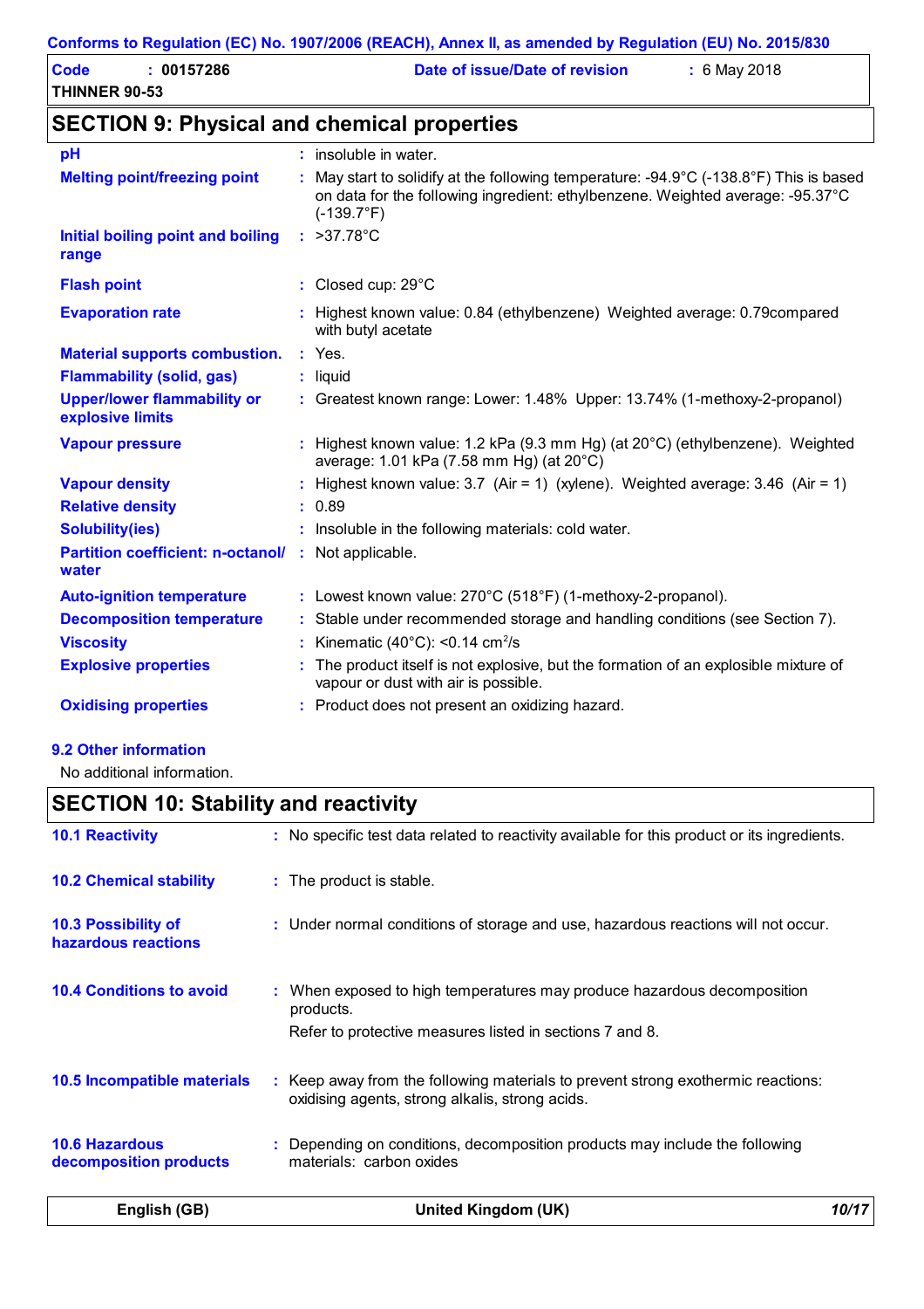## SECTION 9: Physical and chemical properties

| | |
|---|---|
| **pH** | : insoluble in water. |
| **Melting point/freezing point** | : May start to solidify at the following temperature: -94.9°C (-138.8°F) This is based on data for the following ingredient: ethylbenzene. Weighted average: -95.37°C (-139.7°F) |
| **Initial boiling point and boiling range** | : >37.78°C |
| **Flash point** | : Closed cup: 29°C |
| **Evaporation rate** | : Highest known value: 0.84 (ethylbenzene) Weighted average: 0.79compared with butyl acetate |
| **Material supports combustion.** | : Yes. |
| **Flammability (solid, gas)** | : liquid |
| **Upper/lower flammability or explosive limits** | : Greatest known range: Lower: 1.48% Upper: 13.74% (1-methoxy-2-propanol) |
| **Vapour pressure** | : Highest known value: 1.2 kPa (9.3 mm Hg) (at 20°C) (ethylbenzene). Weighted average: 1.01 kPa (7.58 mm Hg) (at 20°C) |
| **Vapour density** | : Highest known value: 3.7 (Air = 1) (xylene). Weighted average: 3.46 (Air = 1) |
| **Relative density** | : 0.89 |
| **Solubility(ies)** | : Insoluble in the following materials: cold water. |
| **Partition coefficient: n-octanol/ water** | : Not applicable. |
| **Auto-ignition temperature** | : Lowest known value: 270°C (518°F) (1-methoxy-2-propanol). |
| **Decomposition temperature** | : Stable under recommended storage and handling conditions (see Section 7). |
| **Viscosity** | : Kinematic (40°C): <0.14 $cm^2/s$ |
| **Explosive properties** | : The product itself is not explosive, but the formation of an explosive mixture of vapour or dust with air is possible. |
| **Oxidising properties** | : Product does not present an oxidizing hazard. |

### 9.2 Other information

No additional information.

## SECTION 10: Stability and reactivity

| | |
|---|---|
| **10.1 Reactivity** | : No specific test data related to reactivity available for this product or its ingredients. |
| **10.2 Chemical stability** | : The product is stable. |
| **10.3 Possibility of hazardous reactions** | : Under normal conditions of storage and use, hazardous reactions will not occur. |
| **10.4 Conditions to avoid** | : When exposed to high temperatures may produce hazardous decomposition products. Refer to protective measures listed in sections 7 and 8. |
| **10.5 Incompatible materials** | : Keep away from the following materials to prevent strong exothermic reactions: oxidising agents, strong alkalis, strong acids. |
| **10.6 Hazardous decomposition products** | : Depending on conditions, decomposition products may include the following materials: carbon oxides |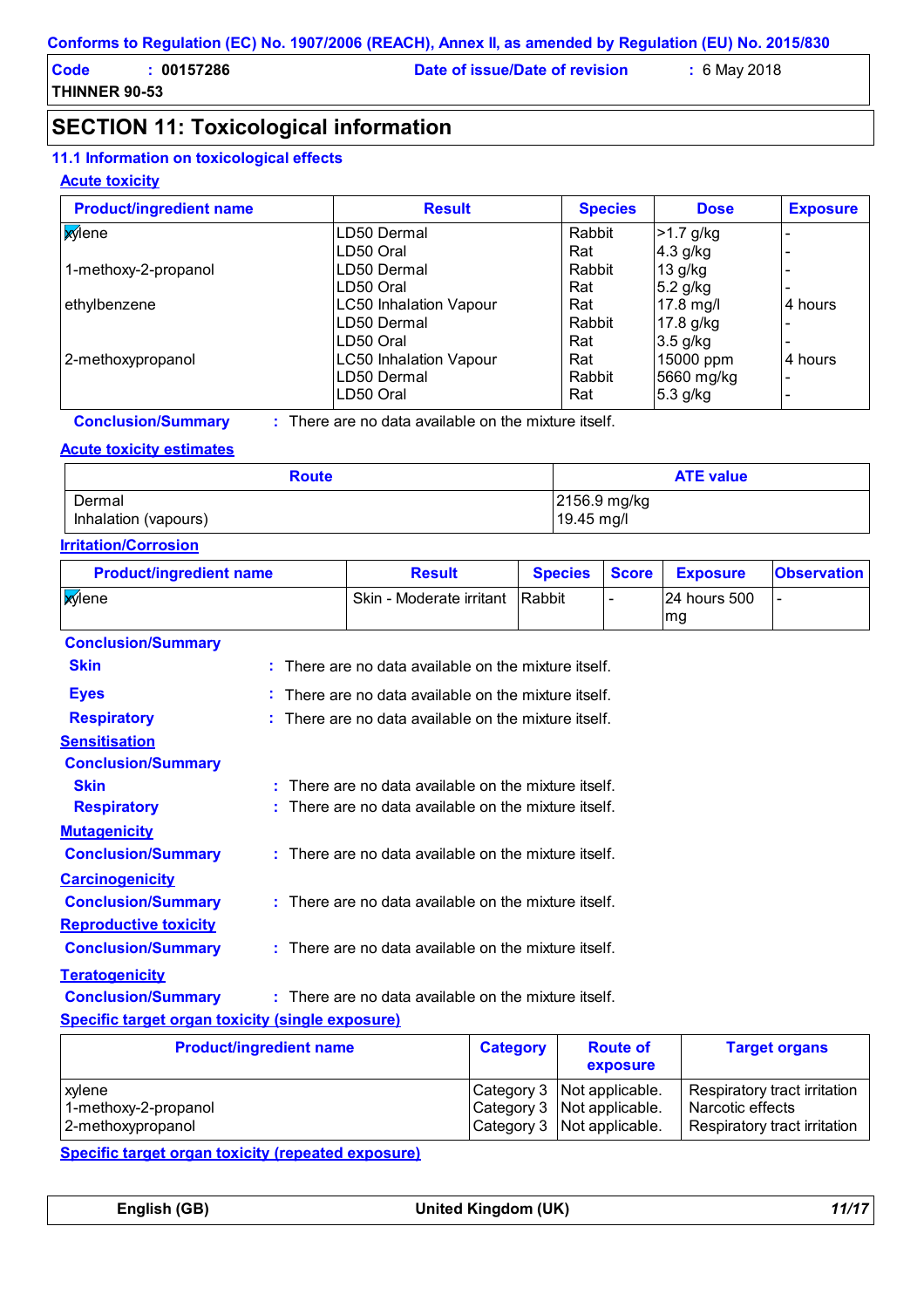Conforms to Regulation (EC) No. 1907/2006 (REACH), Annex II, as amended by Regulation (EU) No. 2015/830

| Code | : 00157286 | Date of issue/Date of revision | : 6 May 2018 |
|---|---|---|---|
| THINNER 90-53 | | | |

## SECTION 11: Toxicological information

### 11.1 Information on toxicological effects

**Acute toxicity**

| Product/ingredient name | Result | Species | Dose | Exposure |
|---|---|---|---|---|
| xylene | LD50 Dermal | Rabbit | >1.7 g/kg | - |
| | LD50 Oral | Rat | 4.3 g/kg | - |
| 1-methoxy-2-propanol | LD50 Dermal | Rabbit | 13 g/kg | - |
| | LD50 Oral | Rat | 5.2 g/kg | - |
| ethylbenzene | LC50 Inhalation Vapour | Rat | 17.8 mg/l | 4 hours |
| | LD50 Dermal | Rabbit | 17.8 g/kg | - |
| | LD50 Oral | Rat | 3.5 g/kg | - |
| 2-methoxypropanol | LC50 Inhalation Vapour | Rat | 15000 ppm | 4 hours |
| | LD50 Dermal | Rabbit | 5660 mg/kg | - |
| | LD50 Oral | Rat | 5.3 g/kg | - |

**Conclusion/Summary** : There are no data available on the mixture itself.

**Acute toxicity estimates**

| Route | ATE value |
|---|---|
| Dermal | 2156.9 mg/kg |
| Inhalation (vapours) | 19.45 mg/l |

**Irritation/Corrosion**

| Product/ingredient name | Result | Species | Score | Exposure | Observation |
|---|---|---|---|---|---|
| xylene | Skin - Moderate irritant | Rabbit | - | 24 hours 500 mg | - |

**Conclusion/Summary**

**Skin** : There are no data available on the mixture itself.

**Eyes** : There are no data available on the mixture itself.

**Respiratory** : There are no data available on the mixture itself.

**Sensitisation**

**Conclusion/Summary**

**Skin** : There are no data available on the mixture itself.

**Respiratory** : There are no data available on the mixture itself.

**Mutagenicity**

**Conclusion/Summary** : There are no data available on the mixture itself.

**Carcinogenicity**

**Conclusion/Summary** : There are no data available on the mixture itself.

**Reproductive toxicity**

**Conclusion/Summary** : There are no data available on the mixture itself.

**Teratogenicity**

**Conclusion/Summary** : There are no data available on the mixture itself.

**Specific target organ toxicity (single exposure)**

| Product/ingredient name | Category | Route of exposure | Target organs |
|---|---|---|---|
| xylene | Category 3 | Not applicable. | Respiratory tract irritation |
| 1-methoxy-2-propanol | Category 3 | Not applicable. | Narcotic effects |
| 2-methoxypropanol | Category 3 | Not applicable. | Respiratory tract irritation |

**Specific target organ toxicity (repeated exposure)**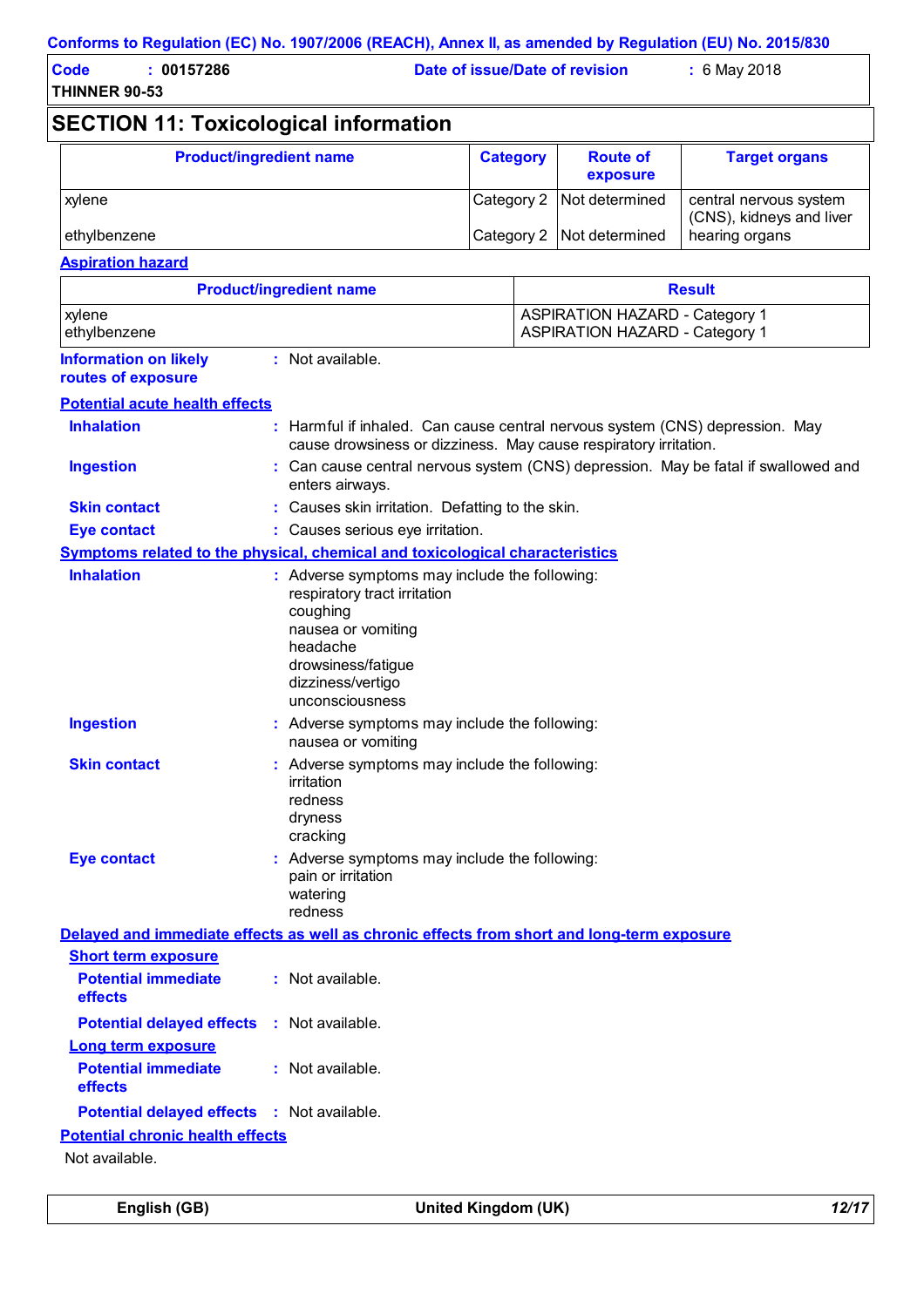## SECTION 11: Toxicological information

| Product/ingredient name | Category | Route of exposure | Target organs |
|---|---|---|---|
| xylene | Category 2 | Not determined | central nervous system (CNS), kidneys and liver |
| ethylbenzene | Category 2 | Not determined | hearing organs |

**Aspiration hazard**

| Product/ingredient name | Result |
|---|---|
| xylene | ASPIRATION HAZARD - Category 1 |
| ethylbenzene | ASPIRATION HAZARD - Category 1 |

**Information on likely routes of exposure** : Not available.

**Potential acute health effects**

**Inhalation** : Harmful if inhaled. Can cause central nervous system (CNS) depression. May cause drowsiness or dizziness. May cause respiratory irritation.

**Ingestion** : Can cause central nervous system (CNS) depression. May be fatal if swallowed and enters airways.

**Skin contact** : Causes skin irritation. Defatting to the skin.

**Eye contact** : Causes serious eye irritation.

**Symptoms related to the physical, chemical and toxicological characteristics**

**Inhalation** : Adverse symptoms may include the following:
respiratory tract irritation
coughing
nausea or vomiting
headache
drowsiness/fatigue
dizziness/vertigo
unconsciousness

**Ingestion** : Adverse symptoms may include the following:
nausea or vomiting

**Skin contact** : Adverse symptoms may include the following:
irritation
redness
dryness
cracking

**Eye contact** : Adverse symptoms may include the following:
pain or irritation
watering
redness

**Delayed and immediate effects as well as chronic effects from short and long-term exposure**

**Short term exposure**

**Potential immediate effects** : Not available.

**Potential delayed effects** : Not available.

**Long term exposure**

**Potential immediate effects** : Not available.

**Potential delayed effects** : Not available.

**Potential chronic health effects**

Not available.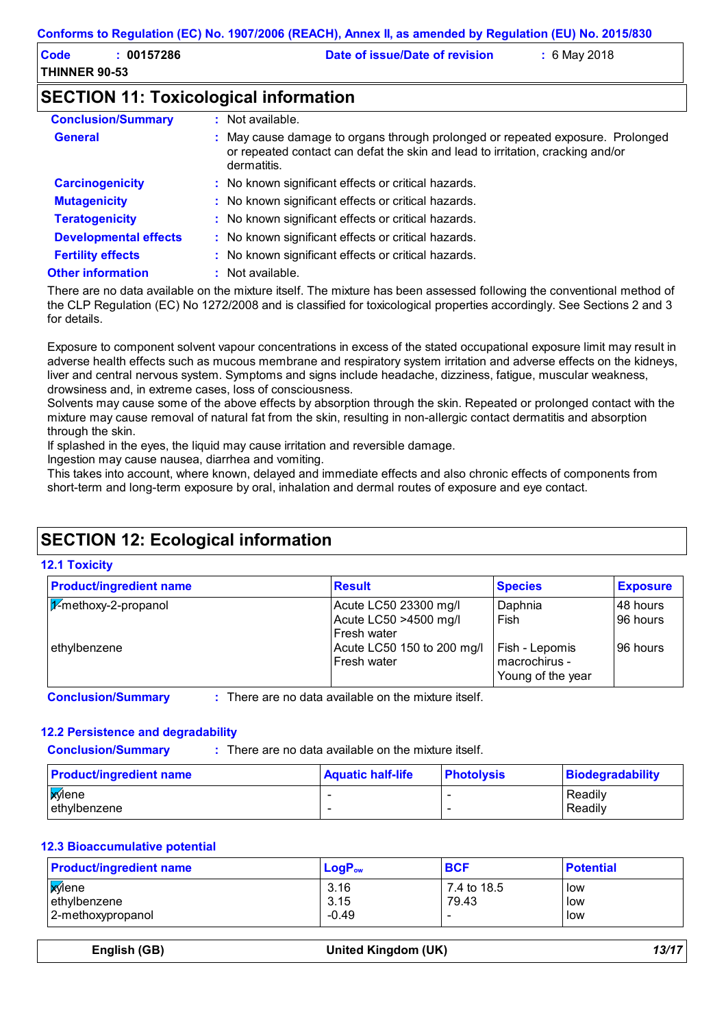## SECTION 11: Toxicological information

**Conclusion/Summary** : Not available.

**General** : May cause damage to organs through prolonged or repeated exposure. Prolonged or repeated contact can defat the skin and lead to irritation, cracking and/or dermatitis.

**Carcinogenicity** : No known significant effects or critical hazards.

**Mutagenicity** : No known significant effects or critical hazards.

**Teratogenicity** : No known significant effects or critical hazards.

**Developmental effects** : No known significant effects or critical hazards.

**Fertility effects** : No known significant effects or critical hazards.

**Other information** : Not available.

There are no data available on the mixture itself. The mixture has been assessed following the conventional method of the CLP Regulation (EC) No 1272/2008 and is classified for toxicological properties accordingly. See Sections 2 and 3 for details.

Exposure to component solvent vapour concentrations in excess of the stated occupational exposure limit may result in adverse health effects such as mucous membrane and respiratory system irritation and adverse effects on the kidneys, liver and central nervous system. Symptoms and signs include headache, dizziness, fatigue, muscular weakness, drowsiness and, in extreme cases, loss of consciousness.
Solvents may cause some of the above effects by absorption through the skin. Repeated or prolonged contact with the mixture may cause removal of natural fat from the skin, resulting in non-allergic contact dermatitis and absorption through the skin.
If splashed in the eyes, the liquid may cause irritation and reversible damage.
Ingestion may cause nausea, diarrhea and vomiting.
This takes into account, where known, delayed and immediate effects and also chronic effects of components from short-term and long-term exposure by oral, inhalation and dermal routes of exposure and eye contact.

## SECTION 12: Ecological information

### 12.1 Toxicity

| Product/ingredient name | Result | Species | Exposure |
|---|---|---|---|
| 1-methoxy-2-propanol | Acute LC50 23300 mg/l | Daphnia | 48 hours |
| | Acute LC50 >4500 mg/l Fresh water | Fish | 96 hours |
| ethylbenzene | Acute LC50 150 to 200 mg/l Fresh water | Fish - Lepomis macrochirus - Young of the year | 96 hours |

**Conclusion/Summary** : There are no data available on the mixture itself.

### 12.2 Persistence and degradability

**Conclusion/Summary** : There are no data available on the mixture itself.

| Product/ingredient name | Aquatic half-life | Photolysis | Biodegradability |
|---|---|---|---|
| xylene | - | - | Readily |
| ethylbenzene | - | - | Readily |

### 12.3 Bioaccumulative potential

| Product/ingredient name | $LogP_{ow}$ | BCF | Potential |
|---|---|---|---|
| xylene | 3.16 | 7.4 to 18.5 | low |
| ethylbenzene | 3.15 | 79.43 | low |
| 2-methoxypropanol | -0.49 | - | low |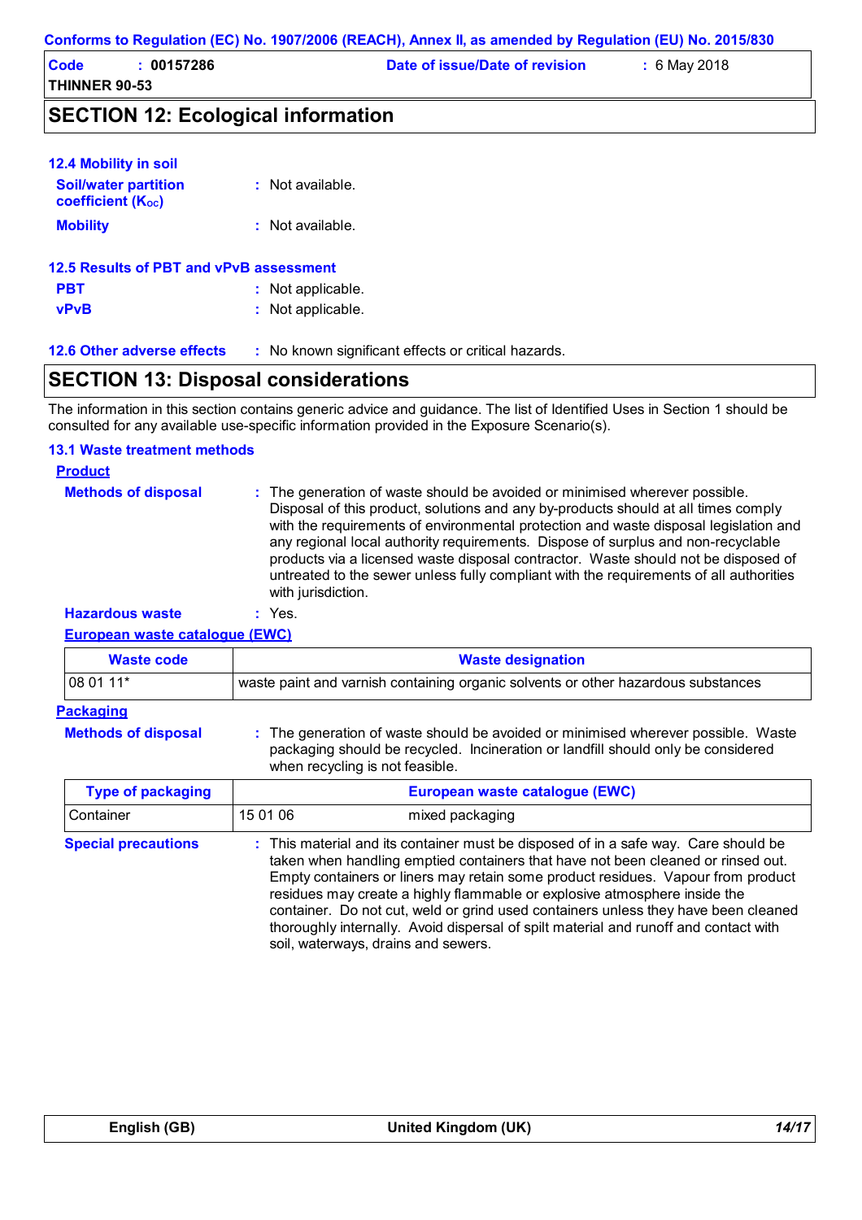## SECTION 12: Ecological information

### 12.4 Mobility in soil

**Soil/water partition coefficient ($K_{OC}$)** : Not available.

**Mobility** : Not available.

### 12.5 Results of PBT and vPvB assessment

**PBT** : Not applicable.

**vPvB** : Not applicable.

### 12.6 Other adverse effects : No known significant effects or critical hazards.

## SECTION 13: Disposal considerations

The information in this section contains generic advice and guidance. The list of Identified Uses in Section 1 should be consulted for any available use-specific information provided in the Exposure Scenario(s).

### 13.1 Waste treatment methods

**Product**

**Methods of disposal** : The generation of waste should be avoided or minimised wherever possible. Disposal of this product, solutions and any by-products should at all times comply with the requirements of environmental protection and waste disposal legislation and any regional local authority requirements. Dispose of surplus and non-recyclable products via a licensed waste disposal contractor. Waste should not be disposed of untreated to the sewer unless fully compliant with the requirements of all authorities with jurisdiction.

**Hazardous waste** : Yes.

**European waste catalogue (EWC)**

| Waste code | Waste designation |
|---|---|
| 08 01 11* | waste paint and varnish containing organic solvents or other hazardous substances |

**Packaging**

**Methods of disposal** : The generation of waste should be avoided or minimised wherever possible. Waste packaging should be recycled. Incineration or landfill should only be considered when recycling is not feasible.

| Type of packaging | European waste catalogue (EWC) | |
|---|---|---|
| Container | 15 01 06 | mixed packaging |

**Special precautions** : This material and its container must be disposed of in a safe way. Care should be taken when handling emptied containers that have not been cleaned or rinsed out. Empty containers or liners may retain some product residues. Vapour from product residues may create a highly flammable or explosive atmosphere inside the container. Do not cut, weld or grind used containers unless they have been cleaned thoroughly internally. Avoid dispersal of spilt material and runoff and contact with soil, waterways, drains and sewers.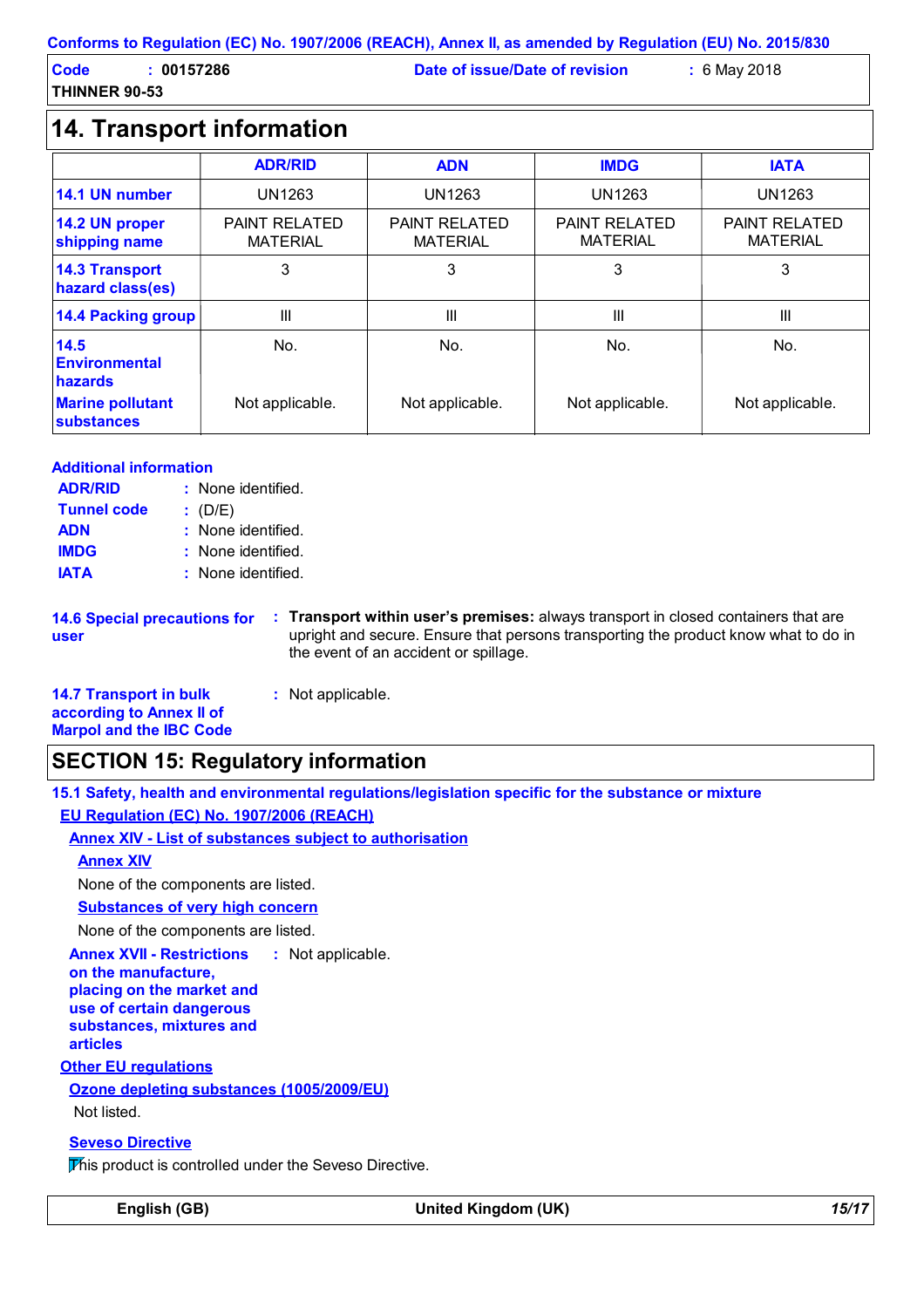## 14. Transport information

| | ADR/RID | ADN | IMDG | IATA |
|---|---|---|---|---|
| **14.1 UN number** | UN1263 | UN1263 | UN1263 | UN1263 |
| **14.2 UN proper shipping name** | PAINT RELATED MATERIAL | PAINT RELATED MATERIAL | PAINT RELATED MATERIAL | PAINT RELATED MATERIAL |
| **14.3 Transport hazard class(es)** | 3 | 3 | 3 | 3 |
| **14.4 Packing group** | III | III | III | III |
| **14.5 Environmental hazards** | No. | No. | No. | No. |
| **Marine pollutant substances** | Not applicable. | Not applicable. | Not applicable. | Not applicable. |

**Additional information**

**ADR/RID** : None identified.
**Tunnel code** : (D/E)
**ADN** : None identified.
**IMDG** : None identified.
**IATA** : None identified.

**14.6 Special precautions for user** : **Transport within user's premises:** always transport in closed containers that are upright and secure. Ensure that persons transporting the product know what to do in the event of an accident or spillage.

**14.7 Transport in bulk according to Annex II of Marpol and the IBC Code** : Not applicable.

## SECTION 15: Regulatory information

**15.1 Safety, health and environmental regulations/legislation specific for the substance or mixture**

**EU Regulation (EC) No. 1907/2006 (REACH)**

**Annex XIV - List of substances subject to authorisation**

**Annex XIV**

None of the components are listed.

**Substances of very high concern**

None of the components are listed.

**Annex XVII - Restrictions on the manufacture, placing on the market and use of certain dangerous substances, mixtures and articles** : Not applicable.

**Other EU regulations**

**Ozone depleting substances (1005/2009/EU)**

Not listed.

**Seveso Directive**

This product is controlled under the Seveso Directive.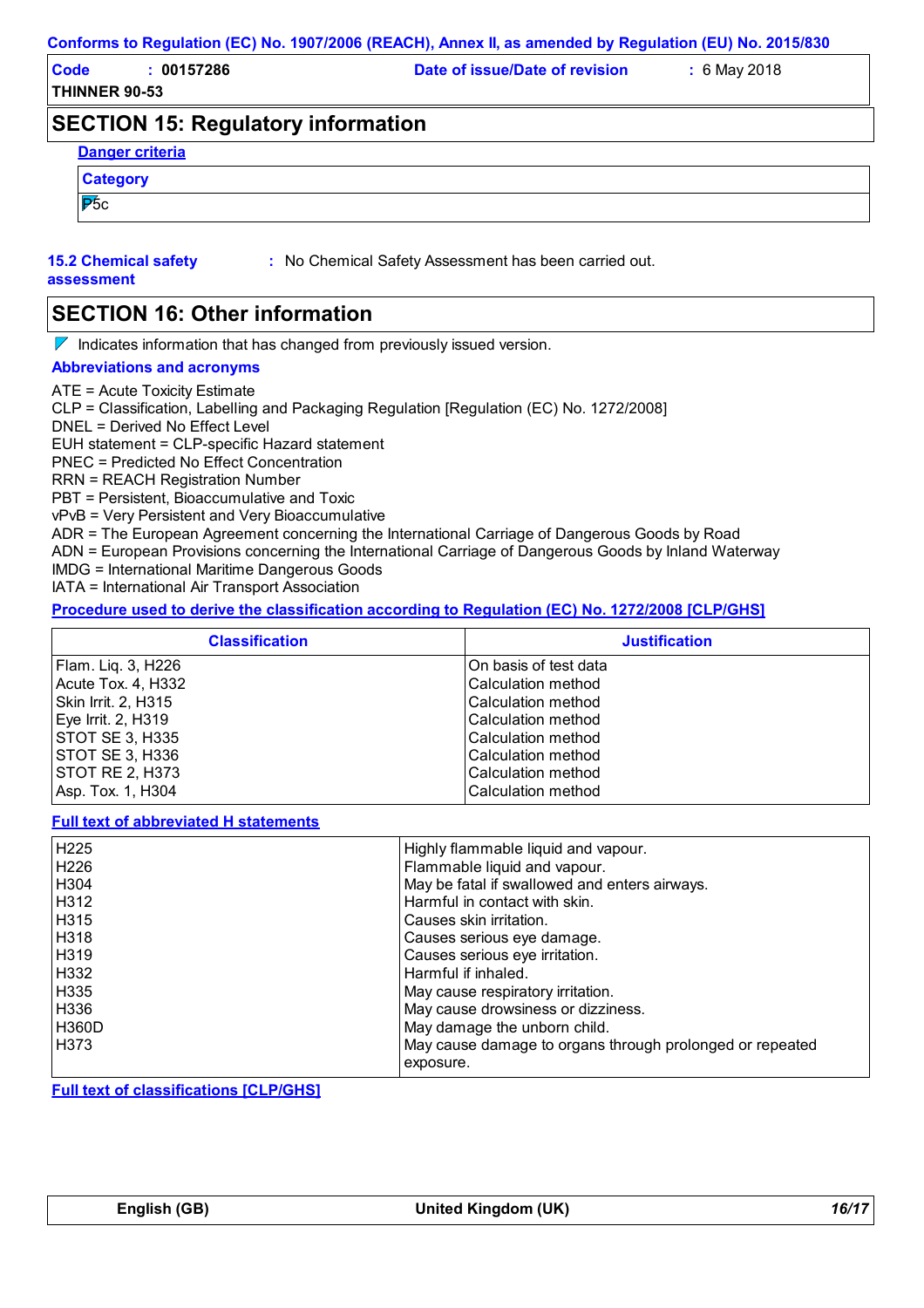Conforms to Regulation (EC) No. 1907/2006 (REACH), Annex II, as amended by Regulation (EU) No. 2015/830

| Code | : 00157286 | Date of issue/Date of revision | : 6 May 2018 |
|---|---|---|---|
| THINNER 90-53 | | | |

## SECTION 15: Regulatory information

**Danger criteria**

| Category |
|---|
| P5c |

**15.2 Chemical safety assessment** : No Chemical Safety Assessment has been carried out.

## SECTION 16: Other information

Indicates information that has changed from previously issued version.

**Abbreviations and acronyms**

ATE = Acute Toxicity Estimate
CLP = Classification, Labelling and Packaging Regulation [Regulation (EC) No. 1272/2008]
DNEL = Derived No Effect Level
EUH statement = CLP-specific Hazard statement
PNEC = Predicted No Effect Concentration
RRN = REACH Registration Number
PBT = Persistent, Bioaccumulative and Toxic
vPvB = Very Persistent and Very Bioaccumulative
ADR = The European Agreement concerning the International Carriage of Dangerous Goods by Road
ADN = European Provisions concerning the International Carriage of Dangerous Goods by Inland Waterway
IMDG = International Maritime Dangerous Goods
IATA = International Air Transport Association

**Procedure used to derive the classification according to Regulation (EC) No. 1272/2008 [CLP/GHS]**

| Classification | Justification |
|---|---|
| Flam. Liq. 3, H226 | On basis of test data |
| Acute Tox. 4, H332 | Calculation method |
| Skin Irrit. 2, H315 | Calculation method |
| Eye Irrit. 2, H319 | Calculation method |
| STOT SE 3, H335 | Calculation method |
| STOT SE 3, H336 | Calculation method |
| STOT RE 2, H373 | Calculation method |
| Asp. Tox. 1, H304 | Calculation method |

**Full text of abbreviated H statements**

| | |
|---|---|
| H225 | Highly flammable liquid and vapour. |
| H226 | Flammable liquid and vapour. |
| H304 | May be fatal if swallowed and enters airways. |
| H312 | Harmful in contact with skin. |
| H315 | Causes skin irritation. |
| H318 | Causes serious eye damage. |
| H319 | Causes serious eye irritation. |
| H332 | Harmful if inhaled. |
| H335 | May cause respiratory irritation. |
| H336 | May cause drowsiness or dizziness. |
| H360D | May damage the unborn child. |
| H373 | May cause damage to organs through prolonged or repeated exposure. |

**Full text of classifications [CLP/GHS]**

English (GB) United Kingdom (UK)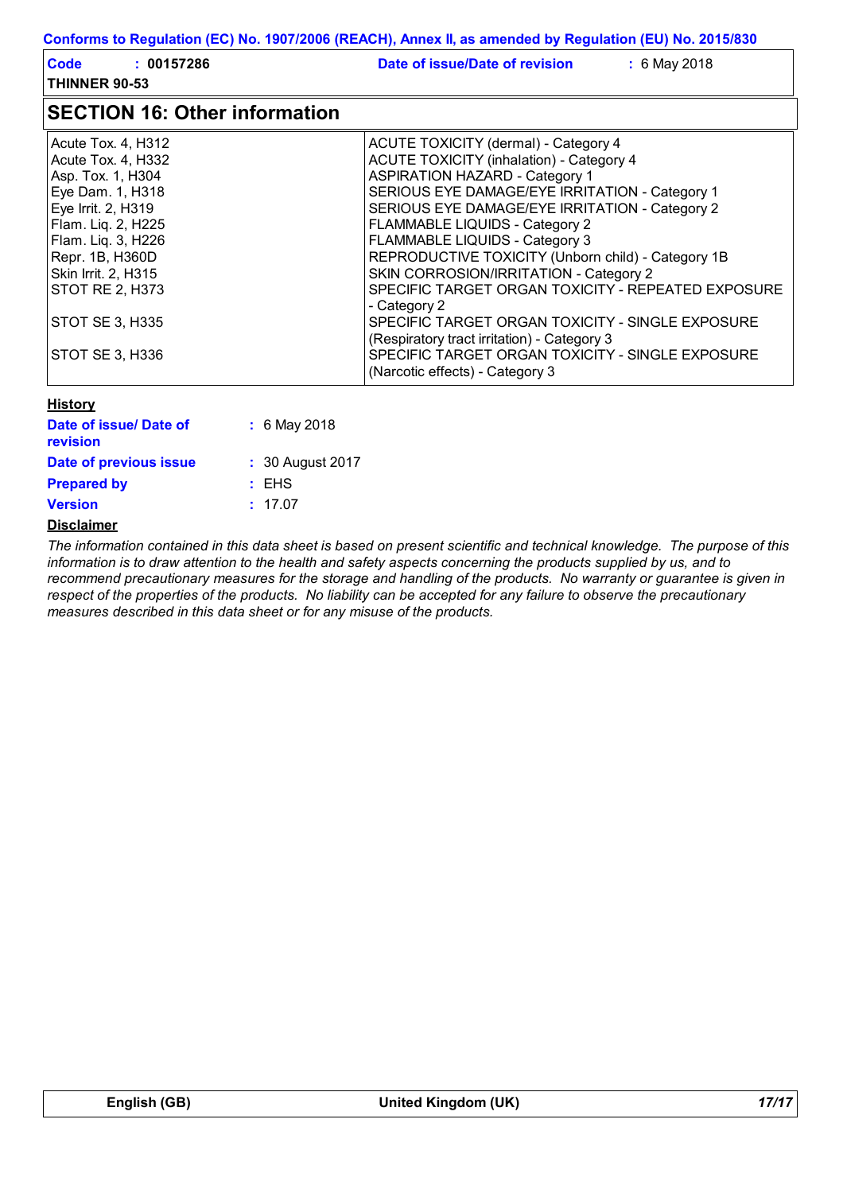## SECTION 16: Other information

| | |
|---|---|
| Acute Tox. 4, H312 | ACUTE TOXICITY (dermal) - Category 4 |
| Acute Tox. 4, H332 | ACUTE TOXICITY (inhalation) - Category 4 |
| Asp. Tox. 1, H304 | ASPIRATION HAZARD - Category 1 |
| Eye Dam. 1, H318 | SERIOUS EYE DAMAGE/EYE IRRITATION - Category 1 |
| Eye Irrit. 2, H319 | SERIOUS EYE DAMAGE/EYE IRRITATION - Category 2 |
| Flam. Liq. 2, H225 | FLAMMABLE LIQUIDS - Category 2 |
| Flam. Liq. 3, H226 | FLAMMABLE LIQUIDS - Category 3 |
| Repr. 1B, H360D | REPRODUCTIVE TOXICITY (Unborn child) - Category 1B |
| Skin Irrit. 2, H315 | SKIN CORROSION/IRRITATION - Category 2 |
| STOT RE 2, H373 | SPECIFIC TARGET ORGAN TOXICITY - REPEATED EXPOSURE - Category 2 |
| STOT SE 3, H335 | SPECIFIC TARGET ORGAN TOXICITY - SINGLE EXPOSURE (Respiratory tract irritation) - Category 3 |
| STOT SE 3, H336 | SPECIFIC TARGET ORGAN TOXICITY - SINGLE EXPOSURE (Narcotic effects) - Category 3 |

**History**

**Date of issue/ Date of revision** : 6 May 2018

**Date of previous issue** : 30 August 2017

**Prepared by** : EHS

**Version** : 17.07

**Disclaimer**

*The information contained in this data sheet is based on present scientific and technical knowledge. The purpose of this information is to draw attention to the health and safety aspects concerning the products supplied by us, and to recommend precautionary measures for the storage and handling of the products. No warranty or guarantee is given in respect of the properties of the products. No liability can be accepted for any failure to observe the precautionary measures described in this data sheet or for any misuse of the products.*